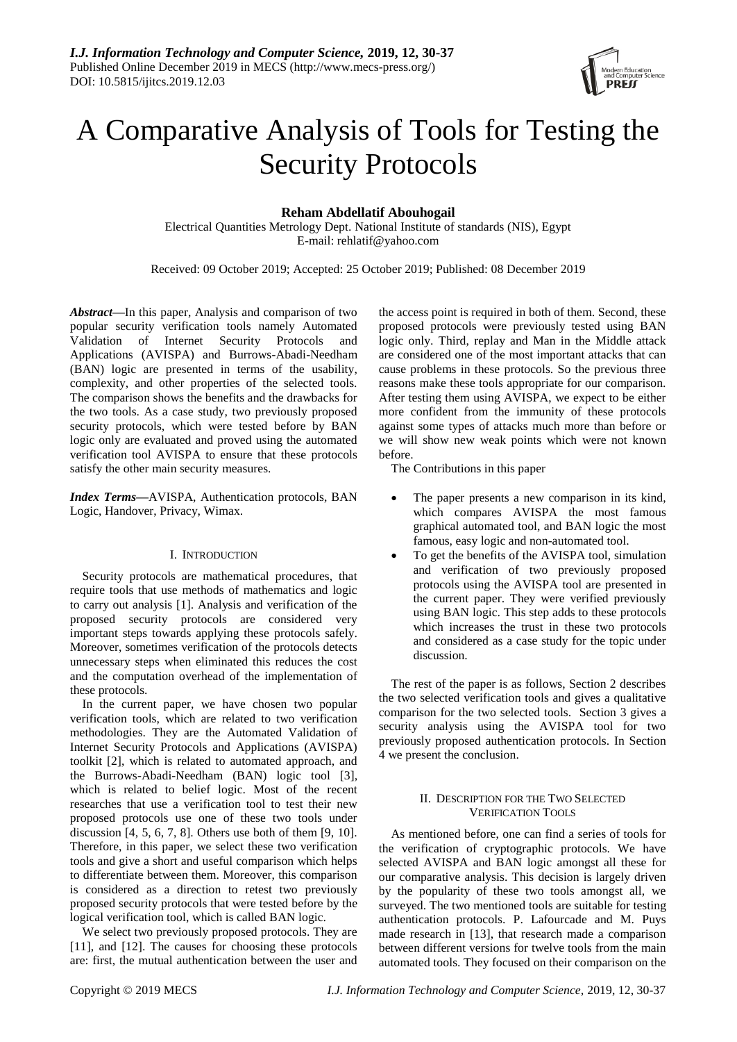*I.J. Information Technology and Computer Science,* **2019, 12, 30-37**
Published Online December 2019 in MECS (http://www.mecs-press.org/)
DOI: 10.5815/ijitcs.2019.12.03

# A Comparative Analysis of Tools for Testing the Security Protocols

**Reham Abdellatif Abouhogail**

Electrical Quantities Metrology Dept. National Institute of standards (NIS), Egypt
E-mail: rehlatif@yahoo.com

Received: 09 October 2019; Accepted: 25 October 2019; Published: 08 December 2019

***Abstract*****—**In this paper, Analysis and comparison of two popular security verification tools namely Automated Validation of Internet Security Protocols and Applications (AVISPA) and Burrows-Abadi-Needham (BAN) logic are presented in terms of the usability, complexity, and other properties of the selected tools. The comparison shows the benefits and the drawbacks for the two tools. As a case study, two previously proposed security protocols, which were tested before by BAN logic only are evaluated and proved using the automated verification tool AVISPA to ensure that these protocols satisfy the other main security measures.

***Index Terms*****—**AVISPA, Authentication protocols, BAN Logic, Handover, Privacy, Wimax.

## I. Introduction

Security protocols are mathematical procedures, that require tools that use methods of mathematics and logic to carry out analysis [1]. Analysis and verification of the proposed security protocols are considered very important steps towards applying these protocols safely. Moreover, sometimes verification of the protocols detects unnecessary steps when eliminated this reduces the cost and the computation overhead of the implementation of these protocols.

In the current paper, we have chosen two popular verification tools, which are related to two verification methodologies. They are the Automated Validation of Internet Security Protocols and Applications (AVISPA) toolkit [2], which is related to automated approach, and the Burrows-Abadi-Needham (BAN) logic tool [3], which is related to belief logic. Most of the recent researches that use a verification tool to test their new proposed protocols use one of these two tools under discussion [4, 5, 6, 7, 8]. Others use both of them [9, 10]. Therefore, in this paper, we select these two verification tools and give a short and useful comparison which helps to differentiate between them. Moreover, this comparison is considered as a direction to retest two previously proposed security protocols that were tested before by the logical verification tool, which is called BAN logic.

We select two previously proposed protocols. They are [11], and [12]. The causes for choosing these protocols are: first, the mutual authentication between the user and the access point is required in both of them. Second, these proposed protocols were previously tested using BAN logic only. Third, replay and Man in the Middle attack are considered one of the most important attacks that can cause problems in these protocols. So the previous three reasons make these tools appropriate for our comparison. After testing them using AVISPA, we expect to be either more confident from the immunity of these protocols against some types of attacks much more than before or we will show new weak points which were not known before.

The Contributions in this paper

- The paper presents a new comparison in its kind, which compares AVISPA the most famous graphical automated tool, and BAN logic the most famous, easy logic and non-automated tool.
- To get the benefits of the AVISPA tool, simulation and verification of two previously proposed protocols using the AVISPA tool are presented in the current paper. They were verified previously using BAN logic. This step adds to these protocols which increases the trust in these two protocols and considered as a case study for the topic under discussion.

The rest of the paper is as follows, Section 2 describes the two selected verification tools and gives a qualitative comparison for the two selected tools. Section 3 gives a security analysis using the AVISPA tool for two previously proposed authentication protocols. In Section 4 we present the conclusion.

## II. Description for the Two Selected Verification Tools

As mentioned before, one can find a series of tools for the verification of cryptographic protocols. We have selected AVISPA and BAN logic amongst all these for our comparative analysis. This decision is largely driven by the popularity of these two tools amongst all, we surveyed. The two mentioned tools are suitable for testing authentication protocols. P. Lafourcade and M. Puys made research in [13], that research made a comparison between different versions for twelve tools from the main automated tools. They focused on their comparison on the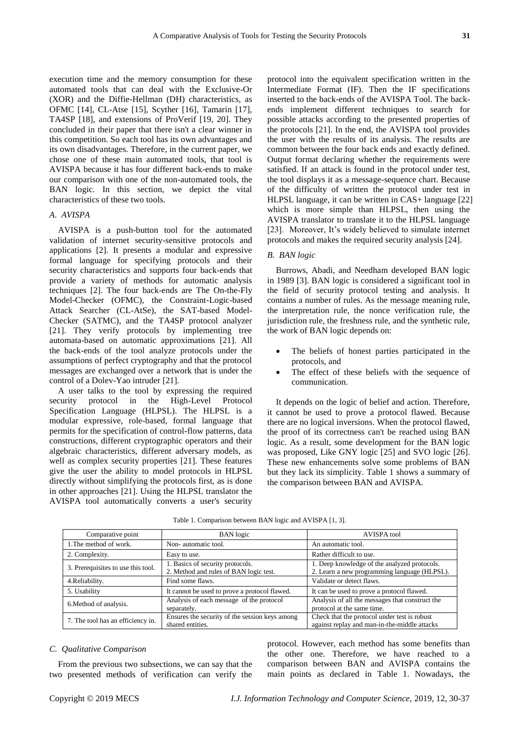execution time and the memory consumption for these automated tools that can deal with the Exclusive-Or (XOR) and the Diffie-Hellman (DH) characteristics, as OFMC [14], CL-Atse [15], Scyther [16], Tamarin [17], TA4SP [18], and extensions of ProVerif [19, 20]. They concluded in their paper that there isn't a clear winner in this competition. So each tool has its own advantages and its own disadvantages. Therefore, in the current paper, we chose one of these main automated tools, that tool is AVISPA because it has four different back-ends to make our comparison with one of the non-automated tools, the BAN logic. In this section, we depict the vital characteristics of these two tools.

### *A. AVISPA*

AVISPA is a push-button tool for the automated validation of internet security-sensitive protocols and applications [2]. It presents a modular and expressive formal language for specifying protocols and their security characteristics and supports four back-ends that provide a variety of methods for automatic analysis techniques [2]. The four back-ends are The On-the-Fly Model-Checker (OFMC), the Constraint-Logic-based Attack Searcher (CL-AtSe), the SAT-based Model-Checker (SATMC), and the TA4SP protocol analyzer [21]. They verify protocols by implementing tree automata-based on automatic approximations [21]. All the back-ends of the tool analyze protocols under the assumptions of perfect cryptography and that the protocol messages are exchanged over a network that is under the control of a Dolev-Yao intruder [21].

A user talks to the tool by expressing the required security protocol in the High-Level Protocol Specification Language (HLPSL). The HLPSL is a modular expressive, role-based, formal language that permits for the specification of control-flow patterns, data constructions, different cryptographic operators and their algebraic characteristics, different adversary models, as well as complex security properties [21]. These features give the user the ability to model protocols in HLPSL directly without simplifying the protocols first, as is done in other approaches [21]. Using the HLPSL translator the AVISPA tool automatically converts a user's security protocol into the equivalent specification written in the Intermediate Format (IF). Then the IF specifications inserted to the back-ends of the AVISPA Tool. The back-ends implement different techniques to search for possible attacks according to the presented properties of the protocols [21]. In the end, the AVISPA tool provides the user with the results of its analysis. The results are common between the four back ends and exactly defined. Output format declaring whether the requirements were satisfied. If an attack is found in the protocol under test, the tool displays it as a message-sequence chart. Because of the difficulty of written the protocol under test in HLPSL language, it can be written in CAS+ language [22] which is more simple than HLPSL, then using the AVISPA translator to translate it to the HLPSL language [23]. Moreover, It's widely believed to simulate internet protocols and makes the required security analysis [24].

### *B. BAN logic*

Burrows, Abadi, and Needham developed BAN logic in 1989 [3]. BAN logic is considered a significant tool in the field of security protocol testing and analysis. It contains a number of rules. As the message meaning rule, the interpretation rule, the nonce verification rule, the jurisdiction rule, the freshness rule, and the synthetic rule, the work of BAN logic depends on:

- The beliefs of honest parties participated in the protocols, and
- The effect of these beliefs with the sequence of communication.

It depends on the logic of belief and action. Therefore, it cannot be used to prove a protocol flawed. Because there are no logical inversions. When the protocol flawed, the proof of its correctness can't be reached using BAN logic. As a result, some development for the BAN logic was proposed, Like GNY logic [25] and SVO logic [26]. These new enhancements solve some problems of BAN but they lack its simplicity. Table 1 shows a summary of the comparison between BAN and AVISPA.

Table 1. Comparison between BAN logic and AVISPA [1, 3].

| Comparative point | BAN logic | AVISPA tool |
|---|---|---|
| 1.The method of work. | Non- automatic tool. | An automatic tool. |
| 2. Complexity. | Easy to use. | Rather difficult to use. |
| 3. Prerequisites to use this tool. | 1. Basics of security protocols.<br>2. Method and rules of BAN logic test. | 1. Deep knowledge of the analyzed protocols.<br>2. Learn a new programming language (HLPSL). |
| 4.Reliability. | Find some flaws. | Validate or detect flaws. |
| 5. Usability | It cannot be used to prove a protocol flawed. | It can be used to prove a protocol flawed. |
| 6.Method of analysis. | Analysis of each message of the protocol separately. | Analysis of all the messages that construct the protocol at the same time. |
| 7. The tool has an efficiency in. | Ensures the security of the session keys among shared entities. | Check that the protocol under test is robust against replay and man-in-the-middle attacks |

### *C. Qualitative Comparison*

From the previous two subsections, we can say that the two presented methods of verification can verify the protocol. However, each method has some benefits than the other one. Therefore, we have reached to a comparison between BAN and AVISPA contains the main points as declared in Table 1. Nowadays, the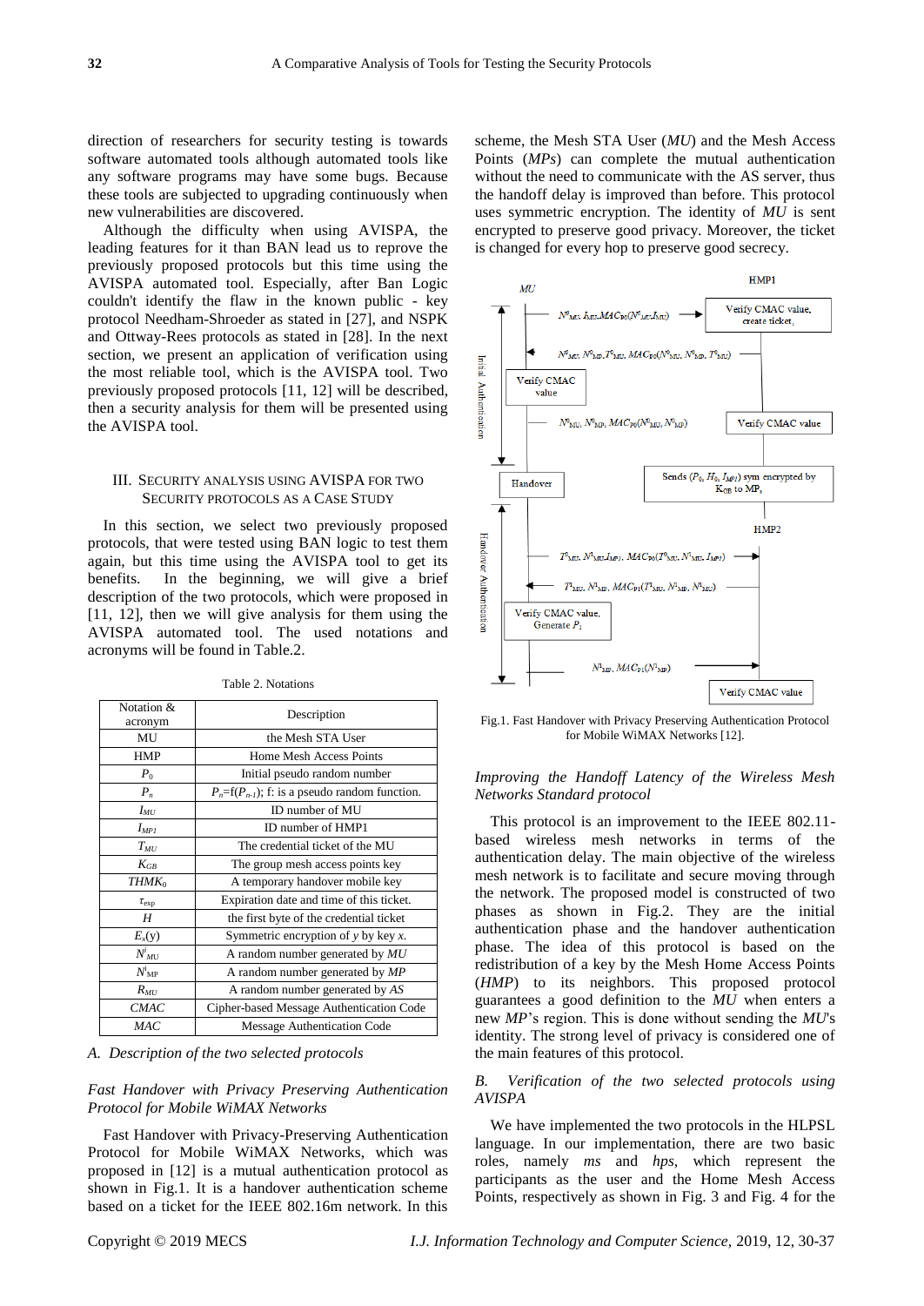direction of researchers for security testing is towards software automated tools although automated tools like any software programs may have some bugs. Because these tools are subjected to upgrading continuously when new vulnerabilities are discovered.

Although the difficulty when using AVISPA, the leading features for it than BAN lead us to reprove the previously proposed protocols but this time using the AVISPA automated tool. Especially, after Ban Logic couldn't identify the flaw in the known public - key protocol Needham-Shroeder as stated in [27], and NSPK and Ottway-Rees protocols as stated in [28]. In the next section, we present an application of verification using the most reliable tool, which is the AVISPA tool. Two previously proposed protocols [11, 12] will be described, then a security analysis for them will be presented using the AVISPA tool.

## III. Security Analysis Using AVISPA for Two Security Protocols as a Case Study

In this section, we select two previously proposed protocols, that were tested using BAN logic to test them again, but this time using the AVISPA tool to get its benefits. In the beginning, we will give a brief description of the two protocols, which were proposed in [11, 12], then we will give analysis for them using the AVISPA automated tool. The used notations and acronyms will be found in Table.2.

Table 2. Notations

| Notation & acronym | Description |
|---|---|
| MU | the Mesh STA User |
| HMP | Home Mesh Access Points |
| $P_0$ | Initial pseudo random number |
| $P_n$ | $P_n$=f($P_{n-1}$); f: is a pseudo random function. |
| $I_{MU}$ | ID number of MU |
| $I_{MP1}$ | ID number of HMP1 |
| $T_{MU}$ | The credential ticket of the MU |
| $K_{GB}$ | The group mesh access points key |
| $THMK_0$ | A temporary handover mobile key |
| $\tau_{exp}$ | Expiration date and time of this ticket. |
| $H$ | the first byte of the credential ticket |
| $E_x(y)$ | Symmetric encryption of $y$ by key $x$. |
| $N^i_{MU}$ | A random number generated by $MU$ |
| $N^i_{MP}$ | A random number generated by $MP$ |
| $R_{MU}$ | A random number generated by $AS$ |
| $CMAC$ | Cipher-based Message Authentication Code |
| $MAC$ | Message Authentication Code |

### A. Description of the two selected protocols

*Fast Handover with Privacy Preserving Authentication Protocol for Mobile WiMAX Networks*

Fast Handover with Privacy-Preserving Authentication Protocol for Mobile WiMAX Networks, which was proposed in [12] is a mutual authentication protocol as shown in Fig.1. It is a handover authentication scheme based on a ticket for the IEEE 802.16m network. In this scheme, the Mesh STA User (*MU*) and the Mesh Access Points (*MPs*) can complete the mutual authentication without the need to communicate with the AS server, thus the handoff delay is improved than before. This protocol uses symmetric encryption. The identity of *MU* is sent encrypted to preserve good privacy. Moreover, the ticket is changed for every hop to preserve good secrecy.

Fig.1. Fast Handover with Privacy Preserving Authentication Protocol for Mobile WiMAX Networks [12].

*Improving the Handoff Latency of the Wireless Mesh Networks Standard protocol*

This protocol is an improvement to the IEEE 802.11-based wireless mesh networks in terms of the authentication delay. The main objective of the wireless mesh network is to facilitate and secure moving through the network. The proposed model is constructed of two phases as shown in Fig.2. They are the initial authentication phase and the handover authentication phase. The idea of this protocol is based on the redistribution of a key by the Mesh Home Access Points (*HMP*) to its neighbors. This proposed protocol guarantees a good definition to the *MU* when enters a new *MP*'s region. This is done without sending the *MU*'s identity. The strong level of privacy is considered one of the main features of this protocol.

### B. Verification of the two selected protocols using AVISPA

We have implemented the two protocols in the HLPSL language. In our implementation, there are two basic roles, namely *ms* and *hps,* which represent the participants as the user and the Home Mesh Access Points, respectively as shown in Fig. 3 and Fig. 4 for the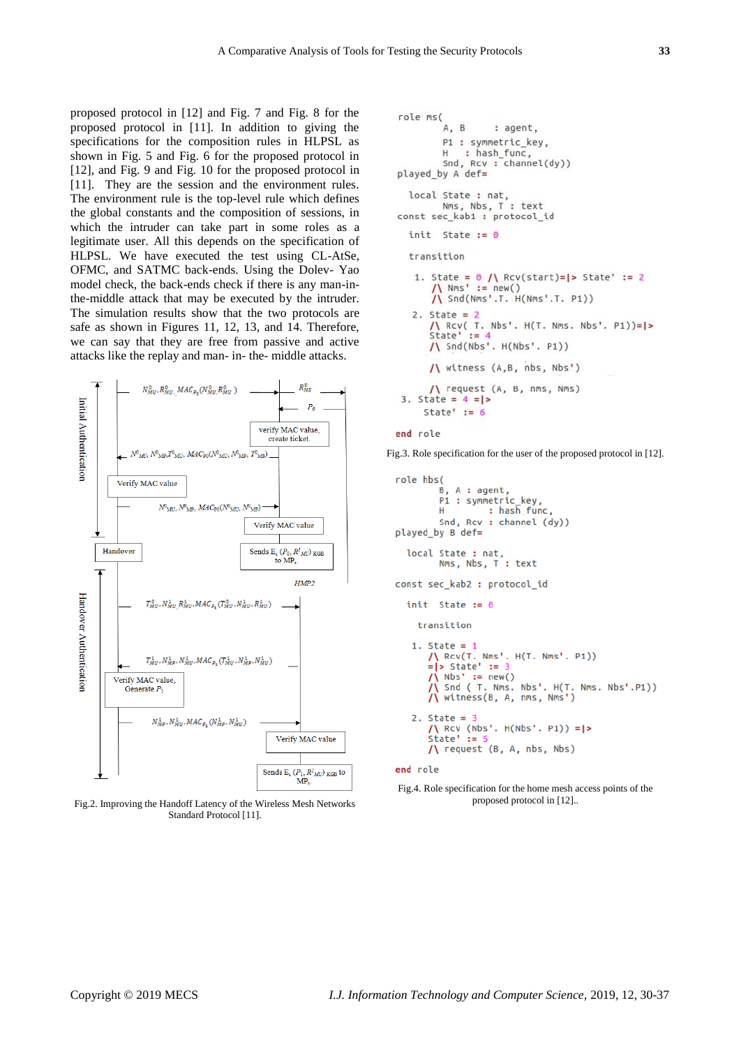proposed protocol in [12] and Fig. 7 and Fig. 8 for the proposed protocol in [11]. In addition to giving the specifications for the composition rules in HLPSL as shown in Fig. 5 and Fig. 6 for the proposed protocol in [12], and Fig. 9 and Fig. 10 for the proposed protocol in [11]. They are the session and the environment rules. The environment rule is the top-level rule which defines the global constants and the composition of sessions, in which the intruder can take part in some roles as a legitimate user. All this depends on the specification of HLPSL. We have executed the test using CL-AtSe, OFMC, and SATMC back-ends. Using the Dolev- Yao model check, the back-ends check if there is any man-in-the-middle attack that may be executed by the intruder. The simulation results show that the two protocols are safe as shown in Figures 11, 12, 13, and 14. Therefore, we can say that they are free from passive and active attacks like the replay and man- in- the- middle attacks.

Initial Authentication

$N^0_{MU}, R^0_{MU}, MAC_{P_0}(N^0_{MU}, R^0_{MU})$ → $R^0_{MS}$

$P_0$

verify MAC value, create ticket.

$N^0_{MU}, N^0_{MP}, T^0_{MU}, MAC_{P0}(N^0_{MU}, N^0_{MP}, T^0_{MS})$

Verify MAC value

$N^0_{MU}, N^0_{MP}, MAC_{P0}(N^0_{MU}, N^0_{MP})$

Verify MAC value

Handover

Sends $E_r(P_0, R^1_{MU})$ KGB to $MP_1$

HMP2

Handover Authentication

$T^0_{MU}, N^1_{MU}, R^1_{MU}, MAC_{P_1}(T^0_{MU}, N^1_{MU}, R^1_{MU})$

$T^1_{MU}, N^1_{MP}, N^1_{MU}, MAC_{P_1}(T^1_{MU}, N^1_{MP}, N^1_{MU})$

Verify MAC value, Generate $P_1$

$N^1_{MP}, N^1_{MU}, MAC_{P_1}(N^1_{MP}, N^1_{MU})$

Verify MAC value

Sends $E_r(P_1, R^2_{MU})$ KGB to $MP_2$

Fig.2. Improving the Handoff Latency of the Wireless Mesh Networks Standard Protocol [11].

```
role ms(
        A, B      : agent,
        P1 : symmetric_key,
        H    : hash_func,
        Snd, Rcv : channel(dy))
played_by A def=

  local State : nat,
        Nms, Nbs, T : text
const sec_kab1 : protocol_id

  init  State := 0

  transition

   1. State = 0 /\ Rcv(start)=|> State' := 2
      /\ Nms' := new()
      /\ Snd(Nms'.T. H(Nms'.T. P1))

   2. State = 2
      /\ Rcv( T. Nbs'. H(T. Nms. Nbs'. P1))=|>
      State' := 4
      /\ Snd(Nbs'. H(Nbs'. P1))

      /\ witness (A,B, nbs, Nbs')

      /\ request (A, B, nms, Nms)
 3. State = 4 =|>
     State' := 6

end role
```

Fig.3. Role specification for the user of the proposed protocol in [12].

```
role hbs(
        B, A : agent,
        P1 : symmetric_key,
        H         : hash func,
        Snd, Rcv : channel (dy))
played_by B def=

  local State : nat,
        Nms, Nbs, T : text

const sec_kab2 : protocol_id

  init  State := 0

   transition

   1. State = 1
      /\ Rcv(T. Nms'. H(T. Nms'. P1))
      =|> State' := 3
      /\ Nbs' := new()
      /\ Snd ( T. Nms. Nbs'. H(T. Nms. Nbs'.P1))
      /\ witness(B, A, nms, Nms')

   2. State = 3
      /\ Rcv (Nbs'. H(Nbs'. P1)) =|>
      State' := 5
      /\ request (B, A, nbs, Nbs)

end role
```

Fig.4. Role specification for the home mesh access points of the proposed protocol in [12]..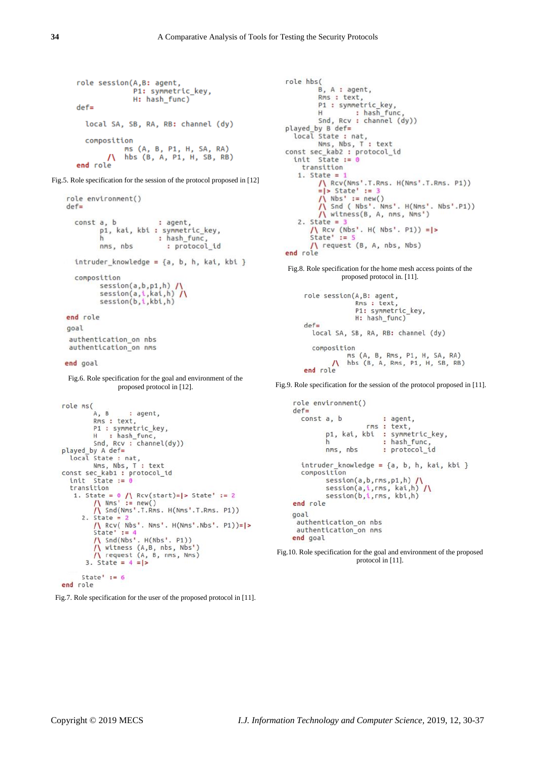```
role session(A,B: agent,
             P1: symmetric_key,
             H: hash_func)
def=

  local SA, SB, RA, RB: channel (dy)

  composition
          ms (A, B, P1, H, SA, RA)
      /\  hbs (B, A, P1, H, SB, RB)
end role
```

Fig.5. Role specification for the session of the protocol proposed in [12]

```
role environment()
def=

  const a, b            : agent,
        p1, kai, kbi : symmetric_key,
        h             : hash_func,
        nms, nbs        : protocol_id

  intruder_knowledge = {a, b, h, kai, kbi }

  composition
        session(a,b,p1,h) /\
        session(a,i,kai,h) /\
        session(b,i,kbi,h)

end role
goal
 authentication_on nbs
 authentication_on nms

end goal
```

Fig.6. Role specification for the goal and environment of the proposed protocol in [12].

```
role ms(
        A, B      : agent,
        Rms : text,
        P1 : symmetric_key,
        H   : hash_func,
        Snd, Rcv : channel(dy))
played_by A def=
  local State : nat,
        Nms, Nbs, T : text
const sec_kab1 : protocol_id
  init  State := 0
  transition
   1. State = 0 /\ Rcv(start)=|> State' := 2
        /\ Nms' := new()
        /\ Snd(Nms'.T.Rms. H(Nms'.T.Rms. P1))
     2. State = 2
        /\ Rcv( Nbs'. Nms'. H(Nms'.Nbs'. P1))=|>
        State' := 4
        /\ Snd(Nbs'. H(Nbs'. P1))
        /\ witness (A,B, nbs, Nbs')
        /\ request (A, B, nms, Nms)
      3. State = 4 =|>

       State' := 6
end role
```

Fig.7. Role specification for the user of the proposed protocol in [11].

```
role hbs(
        B, A : agent,
        Rms : text,
        P1 : symmetric_key,
        H         : hash_func,
        Snd, Rcv : channel (dy))
played_by B def=
  local State : nat,
        Nms, Nbs, T : text
const sec_kab2 : protocol_id
  init  State := 0
    transition
   1. State = 1
        /\ Rcv(Nms'.T.Rms. H(Nms'.T.Rms. P1))
        =|> State' := 3
        /\ Nbs' := new()
        /\ Snd ( Nbs'. Nms'. H(Nms'. Nbs'.P1))
        /\ witness(B, A, nms, Nms')
   2. State = 3
      /\ Rcv (Nbs'. H( Nbs'. P1)) =|>
      State' := 5
      /\ request (B, A, nbs, Nbs)
end role
```

Fig.8. Role specification for the home mesh access points of the proposed protocol in. [11].

```
role session(A,B: agent,
             Rms : text,
             P1: symmetric_key,
             H: hash_func)
def=
  local SA, SB, RA, RB: channel (dy)

  composition
          ms (A, B, Rms, P1, H, SA, RA)
      /\  hbs (B, A, Rms, P1, H, SB, RB)
end role
```

Fig.9. Role specification for the session of the protocol proposed in [11].

```
role environment()
def=
  const a, b            : agent,
                    rms : text,
        p1, kai, kbi  : symmetric_key,
        h             : hash_func,
        nms, nbs      : protocol_id

  intruder_knowledge = {a, b, h, kai, kbi }
  composition
        session(a,b,rms,p1,h) /\
        session(a,i,rms, kai,h) /\
        session(b,i,rms, kbi,h)
end role

goal
 authentication_on nbs
 authentication_on nms
end goal
```

Fig.10. Role specification for the goal and environment of the proposed protocol in [11].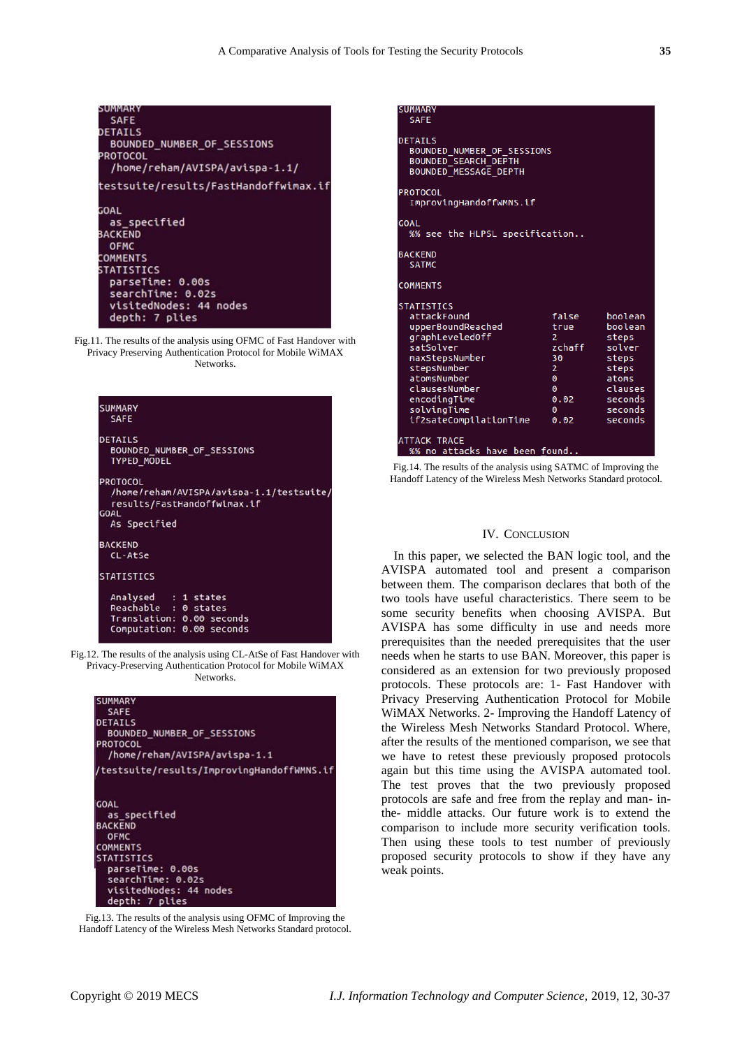```
SUMMARY
  SAFE
DETAILS
  BOUNDED_NUMBER_OF_SESSIONS
PROTOCOL
  /home/reham/AVISPA/avispa-1.1/
testsuite/results/FastHandoffwimax.if
GOAL
  as_specified
BACKEND
  OFMC
COMMENTS
STATISTICS
  parseTime: 0.00s
  searchTime: 0.02s
  visitedNodes: 44 nodes
  depth: 7 plies
```

Fig.11. The results of the analysis using OFMC of Fast Handover with Privacy Preserving Authentication Protocol for Mobile WiMAX Networks.

```
SUMMARY
  SAFE

DETAILS
  BOUNDED_NUMBER_OF_SESSIONS
  TYPED_MODEL

PROTOCOL
  /home/reham/AVISPA/avispa-1.1/testsuite/
  results/FastHandoffwimax.if
GOAL
  As Specified

BACKEND
  CL-AtSe

STATISTICS

  Analysed   : 1 states
  Reachable  : 0 states
  Translation: 0.00 seconds
  Computation: 0.00 seconds
```

Fig.12. The results of the analysis using CL-AtSe of Fast Handover with Privacy-Preserving Authentication Protocol for Mobile WiMAX Networks.

```
SUMMARY
  SAFE
DETAILS
  BOUNDED_NUMBER_OF_SESSIONS
PROTOCOL
  /home/reham/AVISPA/avispa-1.1
/testsuite/results/ImprovingHandoffWMNS.if

GOAL
  as_specified
BACKEND
  OFMC
COMMENTS
STATISTICS
  parseTime: 0.00s
  searchTime: 0.02s
  visitedNodes: 44 nodes
  depth: 7 plies
```

Fig.13. The results of the analysis using OFMC of Improving the Handoff Latency of the Wireless Mesh Networks Standard protocol.

```
SUMMARY
  SAFE

DETAILS
  BOUNDED_NUMBER_OF_SESSIONS
  BOUNDED_SEARCH_DEPTH
  BOUNDED_MESSAGE_DEPTH

PROTOCOL
  ImprovingHandoffWMNS.if

GOAL
  %% see the HLPSL specification..

BACKEND
  SATMC

COMMENTS

STATISTICS
  attackFound                 false     boolean
  upperBoundReached           true      boolean
  graphLeveledOff             2         steps
  satSolver                   zchaff    solver
  maxStepsNumber              30        steps
  stepsNumber                 2         steps
  atomsNumber                 0         atoms
  clausesNumber               0         clauses
  encodingTime                0.02      seconds
  solvingTime                 0         seconds
  if2sateCompilationTime      0.02      seconds

ATTACK TRACE
  %% no attacks have been found..
```

Fig.14. The results of the analysis using SATMC of Improving the Handoff Latency of the Wireless Mesh Networks Standard protocol.

## IV. Conclusion

In this paper, we selected the BAN logic tool, and the AVISPA automated tool and present a comparison between them. The comparison declares that both of the two tools have useful characteristics. There seem to be some security benefits when choosing AVISPA. But AVISPA has some difficulty in use and needs more prerequisites than the needed prerequisites that the user needs when he starts to use BAN. Moreover, this paper is considered as an extension for two previously proposed protocols. These protocols are: 1- Fast Handover with Privacy Preserving Authentication Protocol for Mobile WiMAX Networks. 2- Improving the Handoff Latency of the Wireless Mesh Networks Standard Protocol. Where, after the results of the mentioned comparison, we see that we have to retest these previously proposed protocols again but this time using the AVISPA automated tool. The test proves that the two previously proposed protocols are safe and free from the replay and man- in-the- middle attacks. Our future work is to extend the comparison to include more security verification tools. Then using these tools to test number of previously proposed security protocols to show if they have any weak points.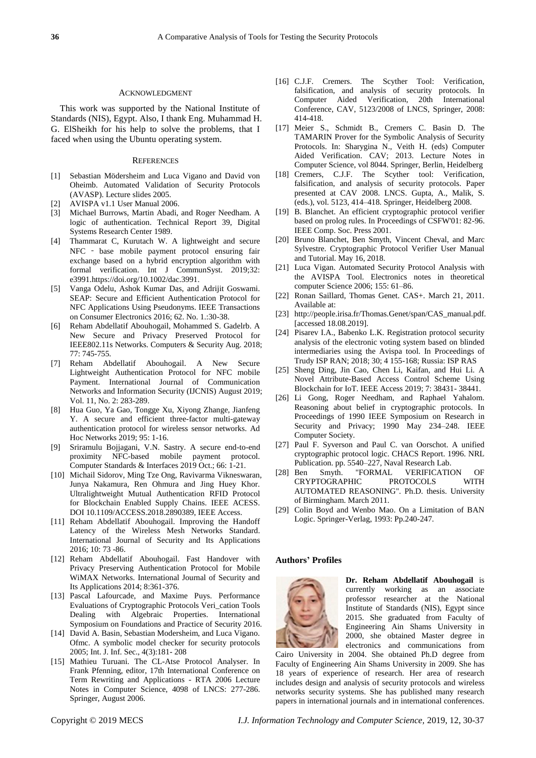## ACKNOWLEDGMENT

This work was supported by the National Institute of Standards (NIS), Egypt. Also, I thank Eng. Muhammad H. G. ElSheikh for his help to solve the problems, that I faced when using the Ubuntu operating system.

## REFERENCES

[1] Sebastian Mödersheim and Luca Vigano and David von Oheimb. Automated Validation of Security Protocols (AVASP). Lecture slides 2005.

[2] AVISPA v1.1 User Manual 2006.

[3] Michael Burrows, Martin Abadi, and Roger Needham. A logic of authentication. Technical Report 39, Digital Systems Research Center 1989.

[4] Thammarat C, Kurutach W. A lightweight and secure NFC - base mobile payment protocol ensuring fair exchange based on a hybrid encryption algorithm with formal verification. Int J CommunSyst. 2019;32: e3991.https://doi.org/10.1002/dac.3991.

[5] Vanga Odelu, Ashok Kumar Das, and Adrijit Goswami. SEAP: Secure and Efficient Authentication Protocol for NFC Applications Using Pseudonyms. IEEE Transactions on Consumer Electronics 2016; 62. No. 1.:30-38.

[6] Reham Abdellatif Abouhogail, Mohammed S. Gadelrb. A New Secure and Privacy Preserved Protocol for IEEE802.11s Networks. Computers & Security Aug. 2018; 77: 745-755.

[7] Reham Abdellatif Abouhogail. A New Secure Lightweight Authentication Protocol for NFC mobile Payment. International Journal of Communication Networks and Information Security (IJCNIS) August 2019; Vol. 11, No. 2: 283-289.

[8] Hua Guo, Ya Gao, Tongge Xu, Xiyong Zhange, Jianfeng Y. A secure and efficient three-factor multi-gateway authentication protocol for wireless sensor networks. Ad Hoc Networks 2019; 95: 1-16.

[9] Sriramulu Bojjagani, V.N. Sastry. A secure end-to-end proximity NFC-based mobile payment protocol. Computer Standards & Interfaces 2019 Oct.; 66: 1-21.

[10] Michail Sidorov, Ming Tze Ong, Ravivarma Vikneswaran, Junya Nakamura, Ren Ohmura and Jing Huey Khor. Ultralightweight Mutual Authentication RFID Protocol for Blockchain Enabled Supply Chains. IEEE ACESS. DOI 10.1109/ACCESS.2018.2890389, IEEE Access.

[11] Reham Abdellatif Abouhogail. Improving the Handoff Latency of the Wireless Mesh Networks Standard. International Journal of Security and Its Applications 2016; 10: 73 -86.

[12] Reham Abdellatif Abouhogail. Fast Handover with Privacy Preserving Authentication Protocol for Mobile WiMAX Networks. International Journal of Security and Its Applications 2014; 8:361-376.

[13] Pascal Lafourcade, and Maxime Puys. Performance Evaluations of Cryptographic Protocols Veri_cation Tools Dealing with Algebraic Properties. International Symposium on Foundations and Practice of Security 2016.

[14] David A. Basin, Sebastian Modersheim, and Luca Vigano. Ofmc. A symbolic model checker for security protocols 2005; Int. J. Inf. Sec., 4(3):181- 208

[15] Mathieu Turuani. The CL-Atse Protocol Analyser. In Frank Pfenning, editor, 17th International Conference on Term Rewriting and Applications - RTA 2006 Lecture Notes in Computer Science, 4098 of LNCS: 277-286. Springer, August 2006.

[16] C.J.F. Cremers. The Scyther Tool: Verification, falsification, and analysis of security protocols. In Computer Aided Verification, 20th International Conference, CAV, 5123/2008 of LNCS, Springer, 2008: 414-418.

[17] Meier S., Schmidt B., Cremers C. Basin D. The TAMARIN Prover for the Symbolic Analysis of Security Protocols. In: Sharygina N., Veith H. (eds) Computer Aided Verification. CAV; 2013. Lecture Notes in Computer Science, vol 8044. Springer, Berlin, Heidelberg

[18] Cremers, C.J.F. The Scyther tool: Verification, falsification, and analysis of security protocols. Paper presented at CAV 2008. LNCS. Gupta, A., Malik, S. (eds.), vol. 5123, 414–418. Springer, Heidelberg 2008.

[19] B. Blanchet. An efficient cryptographic protocol verifier based on prolog rules. In Proceedings of CSFW'01: 82-96. IEEE Comp. Soc. Press 2001.

[20] Bruno Blanchet, Ben Smyth, Vincent Cheval, and Marc Sylvestre. Cryptographic Protocol Verifier User Manual and Tutorial. May 16, 2018.

[21] Luca Vigan. Automated Security Protocol Analysis with the AVISPA Tool. Electronics notes in theoretical computer Science 2006; 155: 61–86.

[22] Ronan Saillard, Thomas Genet. CAS+. March 21, 2011. Available at:

[23] http://people.irisa.fr/Thomas.Genet/span/CAS_manual.pdf. [accessed 18.08.2019].

[24] Pisarev I.A., Babenko L.K. Registration protocol security analysis of the electronic voting system based on blinded intermediaries using the Avispa tool. In Proceedings of Trudy ISP RAN; 2018; 30; 4 155-168; Russia: ISP RAS

[25] Sheng Ding, Jin Cao, Chen Li, Kaifan, and Hui Li. A Novel Attribute-Based Access Control Scheme Using Blockchain for IoT. IEEE Access 2019; 7: 38431- 38441.

[26] Li Gong, Roger Needham, and Raphael Yahalom. Reasoning about belief in cryptographic protocols. In Proceedings of 1990 IEEE Symposium on Research in Security and Privacy; 1990 May 234–248. IEEE Computer Society.

[27] Paul F. Syverson and Paul C. van Oorschot. A unified cryptographic protocol logic. CHACS Report. 1996. NRL Publication. pp. 5540–227, Naval Research Lab.

[28] Ben Smyth. "FORMAL VERIFICATION OF CRYPTOGRAPHIC PROTOCOLS WITH AUTOMATED REASONING". Ph.D. thesis. University of Birmingham. March 2011.

[29] Colin Boyd and Wenbo Mao. On a Limitation of BAN Logic. Springer-Verlag, 1993: Pp.240-247.

### Authors' Profiles

**Dr. Reham Abdellatif Abouhogail** is currently working as an associate professor researcher at the National Institute of Standards (NIS), Egypt since 2015. She graduated from Faculty of Engineering Ain Shams University in 2000, she obtained Master degree in electronics and communications from Cairo University in 2004. She obtained Ph.D degree from Faculty of Engineering Ain Shams University in 2009. She has 18 years of experience of research. Her area of research includes design and analysis of security protocols and wireless networks security systems. She has published many research papers in international journals and in international conferences.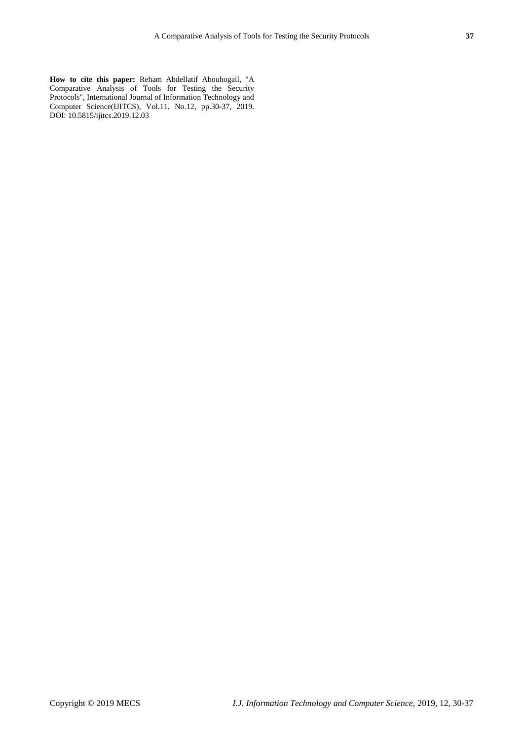**How to cite this paper:** Reham Abdellatif Abouhogail, "A Comparative Analysis of Tools for Testing the Security Protocols", International Journal of Information Technology and Computer Science(IJITCS), Vol.11, No.12, pp.30-37, 2019. DOI: 10.5815/ijitcs.2019.12.03